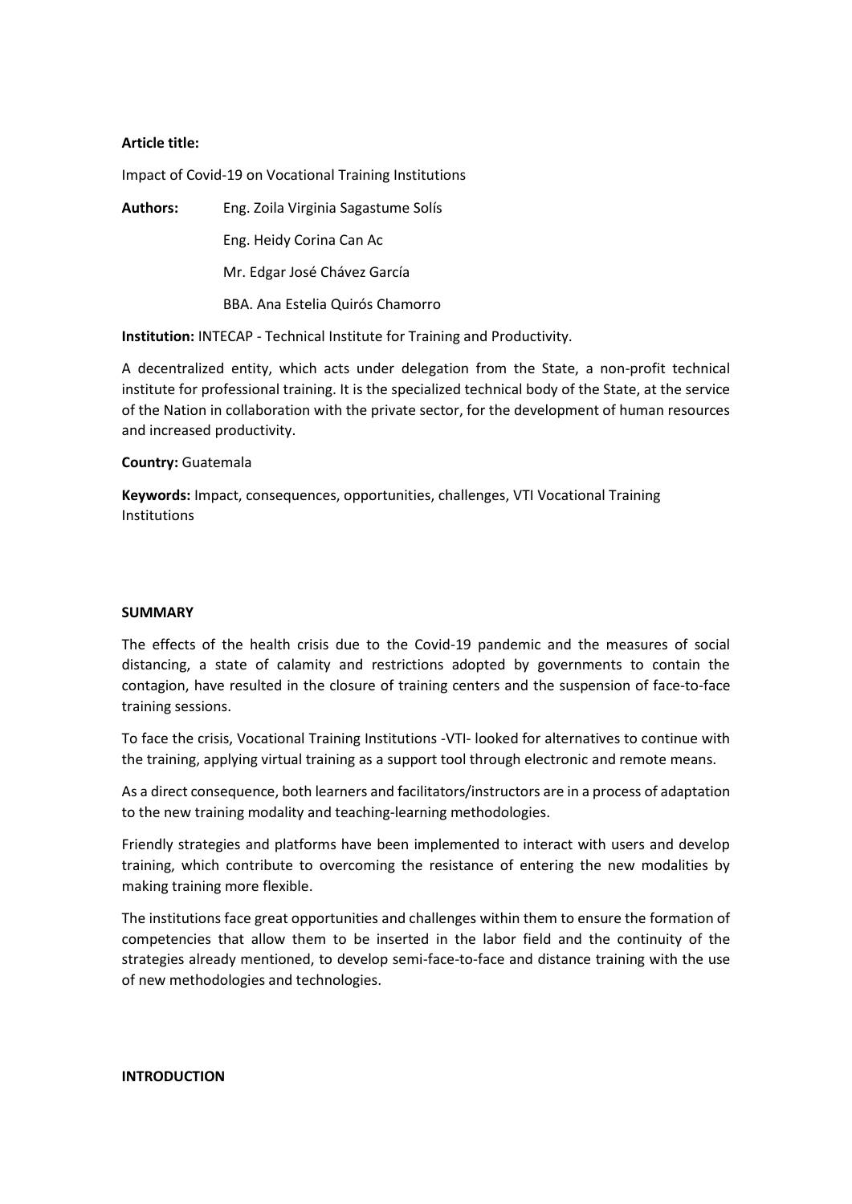**Article title:**

Impact of Covid-19 on Vocational Training Institutions

**Authors:** Eng. Zoila Virginia Sagastume Solís

Eng. Heidy Corina Can Ac

Mr. Edgar José Chávez García

BBA. Ana Estelia Quirós Chamorro

**Institution:** INTECAP - Technical Institute for Training and Productivity.

A decentralized entity, which acts under delegation from the State, a non-profit technical institute for professional training. It is the specialized technical body of the State, at the service of the Nation in collaboration with the private sector, for the development of human resources and increased productivity.

**Country:** Guatemala

**Keywords:** Impact, consequences, opportunities, challenges, VTI Vocational Training Institutions

## SUMMARY

The effects of the health crisis due to the Covid-19 pandemic and the measures of social distancing, a state of calamity and restrictions adopted by governments to contain the contagion, have resulted in the closure of training centers and the suspension of face-to-face training sessions.

To face the crisis, Vocational Training Institutions -VTI- looked for alternatives to continue with the training, applying virtual training as a support tool through electronic and remote means.

As a direct consequence, both learners and facilitators/instructors are in a process of adaptation to the new training modality and teaching-learning methodologies.

Friendly strategies and platforms have been implemented to interact with users and develop training, which contribute to overcoming the resistance of entering the new modalities by making training more flexible.

The institutions face great opportunities and challenges within them to ensure the formation of competencies that allow them to be inserted in the labor field and the continuity of the strategies already mentioned, to develop semi-face-to-face and distance training with the use of new methodologies and technologies.

## INTRODUCTION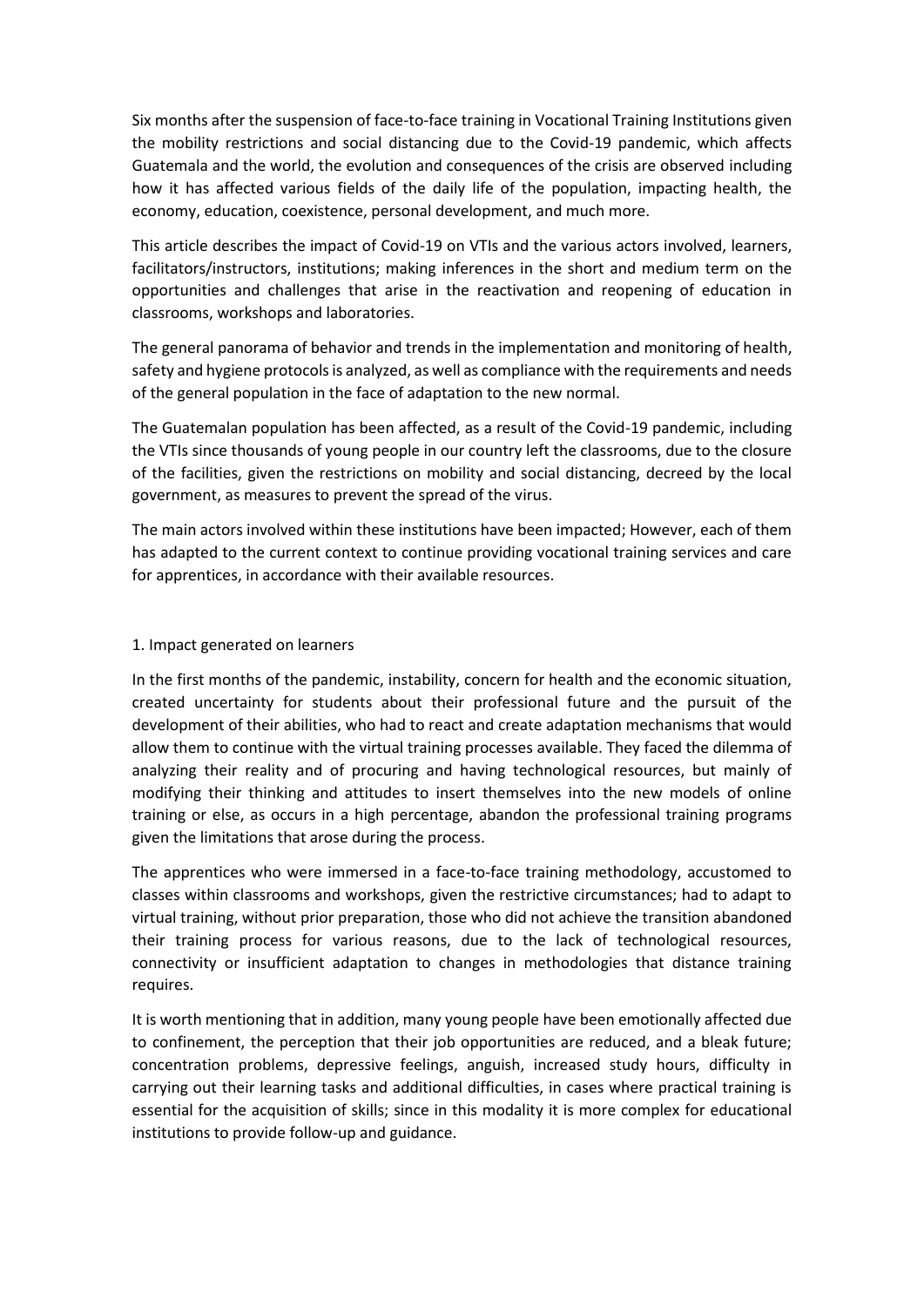Six months after the suspension of face-to-face training in Vocational Training Institutions given the mobility restrictions and social distancing due to the Covid-19 pandemic, which affects Guatemala and the world, the evolution and consequences of the crisis are observed including how it has affected various fields of the daily life of the population, impacting health, the economy, education, coexistence, personal development, and much more.

This article describes the impact of Covid-19 on VTIs and the various actors involved, learners, facilitators/instructors, institutions; making inferences in the short and medium term on the opportunities and challenges that arise in the reactivation and reopening of education in classrooms, workshops and laboratories.

The general panorama of behavior and trends in the implementation and monitoring of health, safety and hygiene protocols is analyzed, as well as compliance with the requirements and needs of the general population in the face of adaptation to the new normal.

The Guatemalan population has been affected, as a result of the Covid-19 pandemic, including the VTIs since thousands of young people in our country left the classrooms, due to the closure of the facilities, given the restrictions on mobility and social distancing, decreed by the local government, as measures to prevent the spread of the virus.

The main actors involved within these institutions have been impacted; However, each of them has adapted to the current context to continue providing vocational training services and care for apprentices, in accordance with their available resources.

## 1. Impact generated on learners

In the first months of the pandemic, instability, concern for health and the economic situation, created uncertainty for students about their professional future and the pursuit of the development of their abilities, who had to react and create adaptation mechanisms that would allow them to continue with the virtual training processes available. They faced the dilemma of analyzing their reality and of procuring and having technological resources, but mainly of modifying their thinking and attitudes to insert themselves into the new models of online training or else, as occurs in a high percentage, abandon the professional training programs given the limitations that arose during the process.

The apprentices who were immersed in a face-to-face training methodology, accustomed to classes within classrooms and workshops, given the restrictive circumstances; had to adapt to virtual training, without prior preparation, those who did not achieve the transition abandoned their training process for various reasons, due to the lack of technological resources, connectivity or insufficient adaptation to changes in methodologies that distance training requires.

It is worth mentioning that in addition, many young people have been emotionally affected due to confinement, the perception that their job opportunities are reduced, and a bleak future; concentration problems, depressive feelings, anguish, increased study hours, difficulty in carrying out their learning tasks and additional difficulties, in cases where practical training is essential for the acquisition of skills; since in this modality it is more complex for educational institutions to provide follow-up and guidance.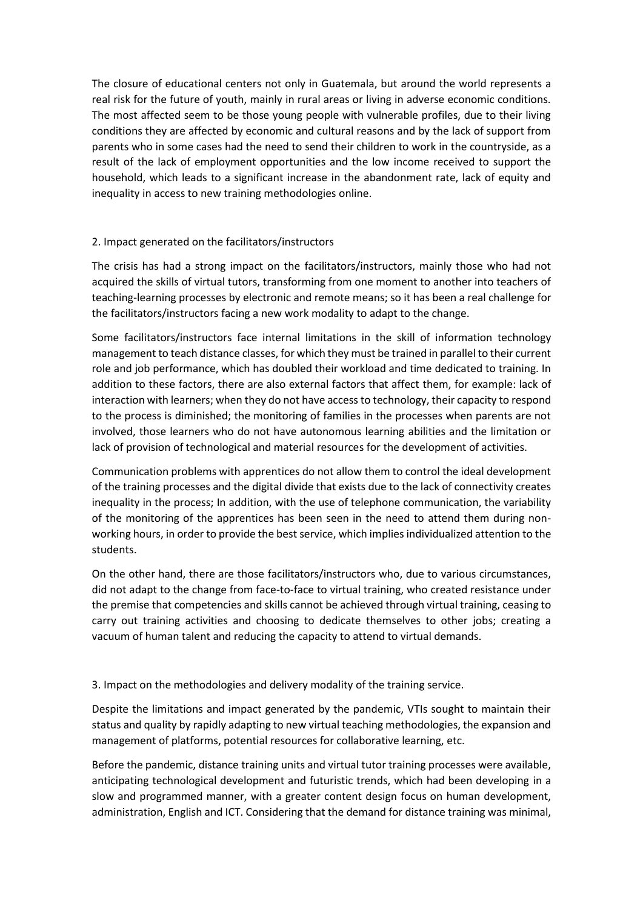The closure of educational centers not only in Guatemala, but around the world represents a real risk for the future of youth, mainly in rural areas or living in adverse economic conditions. The most affected seem to be those young people with vulnerable profiles, due to their living conditions they are affected by economic and cultural reasons and by the lack of support from parents who in some cases had the need to send their children to work in the countryside, as a result of the lack of employment opportunities and the low income received to support the household, which leads to a significant increase in the abandonment rate, lack of equity and inequality in access to new training methodologies online.

## 2. Impact generated on the facilitators/instructors

The crisis has had a strong impact on the facilitators/instructors, mainly those who had not acquired the skills of virtual tutors, transforming from one moment to another into teachers of teaching-learning processes by electronic and remote means; so it has been a real challenge for the facilitators/instructors facing a new work modality to adapt to the change.

Some facilitators/instructors face internal limitations in the skill of information technology management to teach distance classes, for which they must be trained in parallel to their current role and job performance, which has doubled their workload and time dedicated to training. In addition to these factors, there are also external factors that affect them, for example: lack of interaction with learners; when they do not have access to technology, their capacity to respond to the process is diminished; the monitoring of families in the processes when parents are not involved, those learners who do not have autonomous learning abilities and the limitation or lack of provision of technological and material resources for the development of activities.

Communication problems with apprentices do not allow them to control the ideal development of the training processes and the digital divide that exists due to the lack of connectivity creates inequality in the process; In addition, with the use of telephone communication, the variability of the monitoring of the apprentices has been seen in the need to attend them during non-working hours, in order to provide the best service, which implies individualized attention to the students.

On the other hand, there are those facilitators/instructors who, due to various circumstances, did not adapt to the change from face-to-face to virtual training, who created resistance under the premise that competencies and skills cannot be achieved through virtual training, ceasing to carry out training activities and choosing to dedicate themselves to other jobs; creating a vacuum of human talent and reducing the capacity to attend to virtual demands.

## 3. Impact on the methodologies and delivery modality of the training service.

Despite the limitations and impact generated by the pandemic, VTIs sought to maintain their status and quality by rapidly adapting to new virtual teaching methodologies, the expansion and management of platforms, potential resources for collaborative learning, etc.

Before the pandemic, distance training units and virtual tutor training processes were available, anticipating technological development and futuristic trends, which had been developing in a slow and programmed manner, with a greater content design focus on human development, administration, English and ICT. Considering that the demand for distance training was minimal,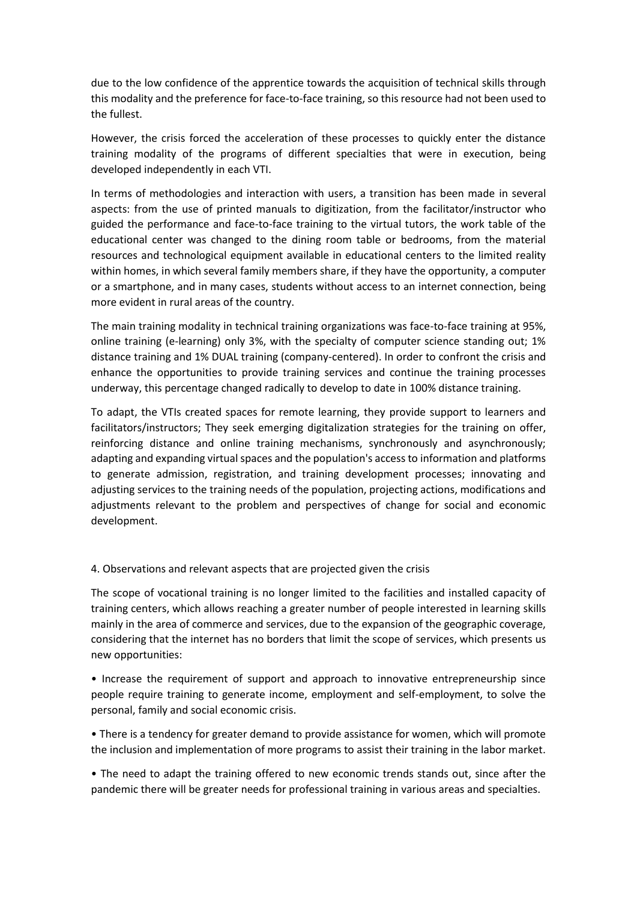due to the low confidence of the apprentice towards the acquisition of technical skills through this modality and the preference for face-to-face training, so this resource had not been used to the fullest.

However, the crisis forced the acceleration of these processes to quickly enter the distance training modality of the programs of different specialties that were in execution, being developed independently in each VTI.

In terms of methodologies and interaction with users, a transition has been made in several aspects: from the use of printed manuals to digitization, from the facilitator/instructor who guided the performance and face-to-face training to the virtual tutors, the work table of the educational center was changed to the dining room table or bedrooms, from the material resources and technological equipment available in educational centers to the limited reality within homes, in which several family members share, if they have the opportunity, a computer or a smartphone, and in many cases, students without access to an internet connection, being more evident in rural areas of the country.

The main training modality in technical training organizations was face-to-face training at 95%, online training (e-learning) only 3%, with the specialty of computer science standing out; 1% distance training and 1% DUAL training (company-centered). In order to confront the crisis and enhance the opportunities to provide training services and continue the training processes underway, this percentage changed radically to develop to date in 100% distance training.

To adapt, the VTIs created spaces for remote learning, they provide support to learners and facilitators/instructors; They seek emerging digitalization strategies for the training on offer, reinforcing distance and online training mechanisms, synchronously and asynchronously; adapting and expanding virtual spaces and the population's access to information and platforms to generate admission, registration, and training development processes; innovating and adjusting services to the training needs of the population, projecting actions, modifications and adjustments relevant to the problem and perspectives of change for social and economic development.

4. Observations and relevant aspects that are projected given the crisis

The scope of vocational training is no longer limited to the facilities and installed capacity of training centers, which allows reaching a greater number of people interested in learning skills mainly in the area of commerce and services, due to the expansion of the geographic coverage, considering that the internet has no borders that limit the scope of services, which presents us new opportunities:

- Increase the requirement of support and approach to innovative entrepreneurship since people require training to generate income, employment and self-employment, to solve the personal, family and social economic crisis.
- There is a tendency for greater demand to provide assistance for women, which will promote the inclusion and implementation of more programs to assist their training in the labor market.
- The need to adapt the training offered to new economic trends stands out, since after the pandemic there will be greater needs for professional training in various areas and specialties.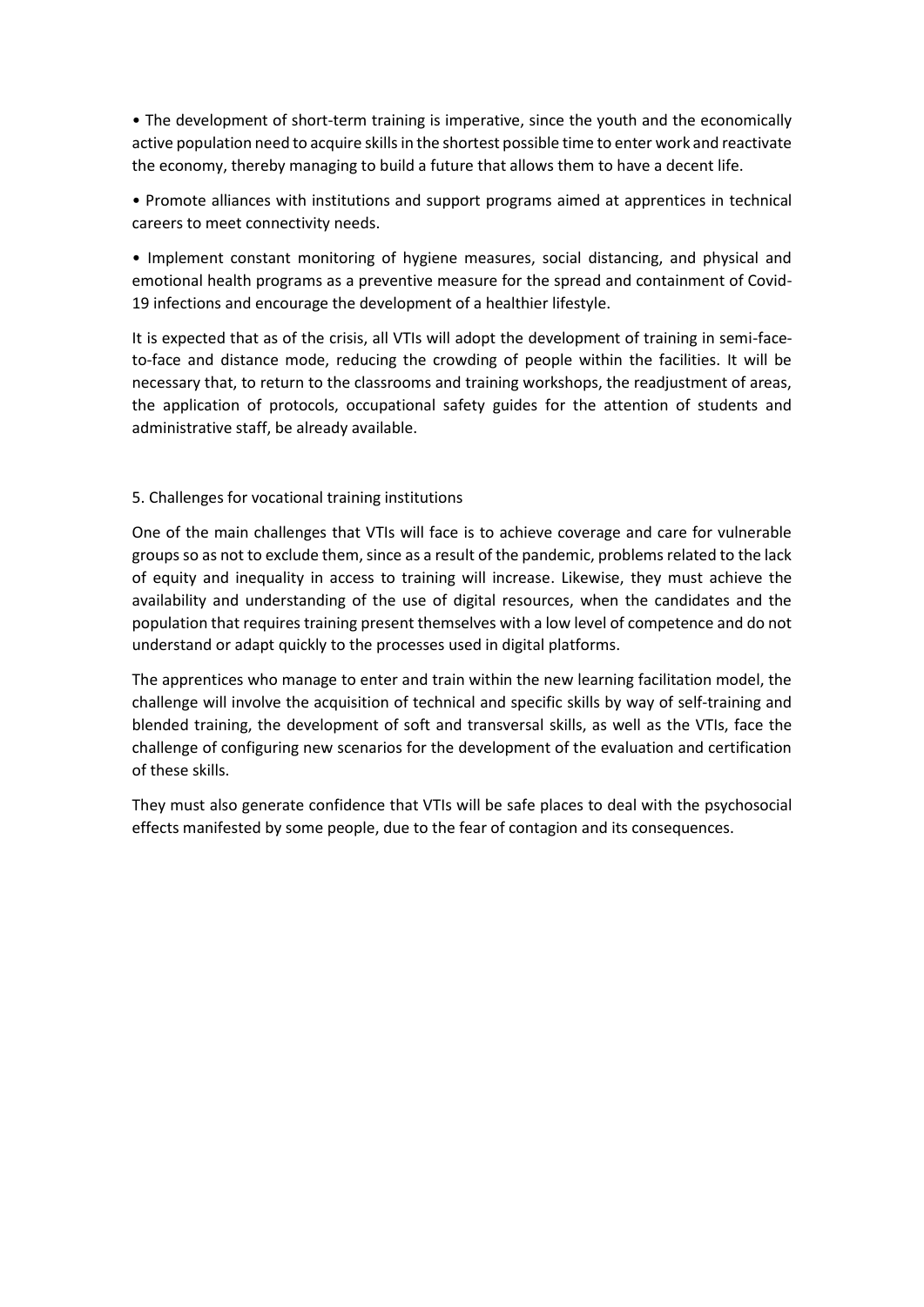- The development of short-term training is imperative, since the youth and the economically active population need to acquire skills in the shortest possible time to enter work and reactivate the economy, thereby managing to build a future that allows them to have a decent life.
- Promote alliances with institutions and support programs aimed at apprentices in technical careers to meet connectivity needs.
- Implement constant monitoring of hygiene measures, social distancing, and physical and emotional health programs as a preventive measure for the spread and containment of Covid-19 infections and encourage the development of a healthier lifestyle.

It is expected that as of the crisis, all VTIs will adopt the development of training in semi-face-to-face and distance mode, reducing the crowding of people within the facilities. It will be necessary that, to return to the classrooms and training workshops, the readjustment of areas, the application of protocols, occupational safety guides for the attention of students and administrative staff, be already available.

## 5. Challenges for vocational training institutions

One of the main challenges that VTIs will face is to achieve coverage and care for vulnerable groups so as not to exclude them, since as a result of the pandemic, problems related to the lack of equity and inequality in access to training will increase. Likewise, they must achieve the availability and understanding of the use of digital resources, when the candidates and the population that requires training present themselves with a low level of competence and do not understand or adapt quickly to the processes used in digital platforms.

The apprentices who manage to enter and train within the new learning facilitation model, the challenge will involve the acquisition of technical and specific skills by way of self-training and blended training, the development of soft and transversal skills, as well as the VTIs, face the challenge of configuring new scenarios for the development of the evaluation and certification of these skills.

They must also generate confidence that VTIs will be safe places to deal with the psychosocial effects manifested by some people, due to the fear of contagion and its consequences.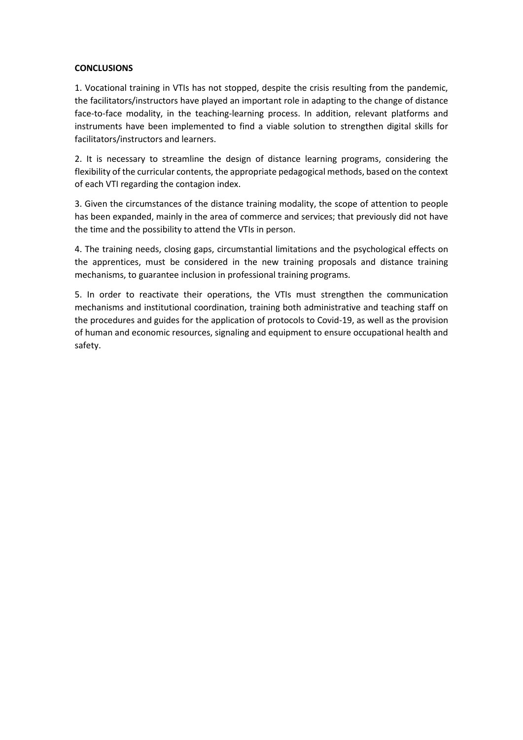**CONCLUSIONS**

1. Vocational training in VTIs has not stopped, despite the crisis resulting from the pandemic, the facilitators/instructors have played an important role in adapting to the change of distance face-to-face modality, in the teaching-learning process. In addition, relevant platforms and instruments have been implemented to find a viable solution to strengthen digital skills for facilitators/instructors and learners.

2. It is necessary to streamline the design of distance learning programs, considering the flexibility of the curricular contents, the appropriate pedagogical methods, based on the context of each VTI regarding the contagion index.

3. Given the circumstances of the distance training modality, the scope of attention to people has been expanded, mainly in the area of commerce and services; that previously did not have the time and the possibility to attend the VTIs in person.

4. The training needs, closing gaps, circumstantial limitations and the psychological effects on the apprentices, must be considered in the new training proposals and distance training mechanisms, to guarantee inclusion in professional training programs.

5. In order to reactivate their operations, the VTIs must strengthen the communication mechanisms and institutional coordination, training both administrative and teaching staff on the procedures and guides for the application of protocols to Covid-19, as well as the provision of human and economic resources, signaling and equipment to ensure occupational health and safety.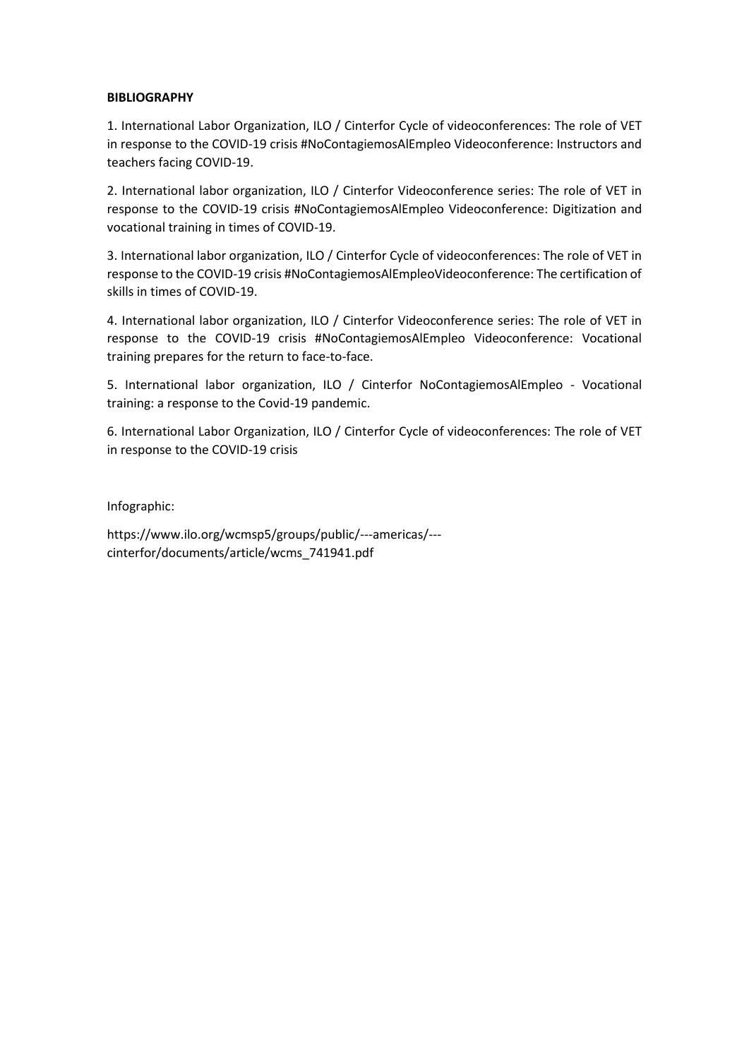**BIBLIOGRAPHY**

1. International Labor Organization, ILO / Cinterfor Cycle of videoconferences: The role of VET in response to the COVID-19 crisis #NoContagiemosAlEmpleo Videoconference: Instructors and teachers facing COVID-19.

2. International labor organization, ILO / Cinterfor Videoconference series: The role of VET in response to the COVID-19 crisis #NoContagiemosAlEmpleo Videoconference: Digitization and vocational training in times of COVID-19.

3. International labor organization, ILO / Cinterfor Cycle of videoconferences: The role of VET in response to the COVID-19 crisis #NoContagiemosAlEmpleoVideoconference: The certification of skills in times of COVID-19.

4. International labor organization, ILO / Cinterfor Videoconference series: The role of VET in response to the COVID-19 crisis #NoContagiemosAlEmpleo Videoconference: Vocational training prepares for the return to face-to-face.

5. International labor organization, ILO / Cinterfor NoContagiemosAlEmpleo - Vocational training: a response to the Covid-19 pandemic.

6. International Labor Organization, ILO / Cinterfor Cycle of videoconferences: The role of VET in response to the COVID-19 crisis

Infographic:

https://www.ilo.org/wcmsp5/groups/public/---americas/---cinterfor/documents/article/wcms_741941.pdf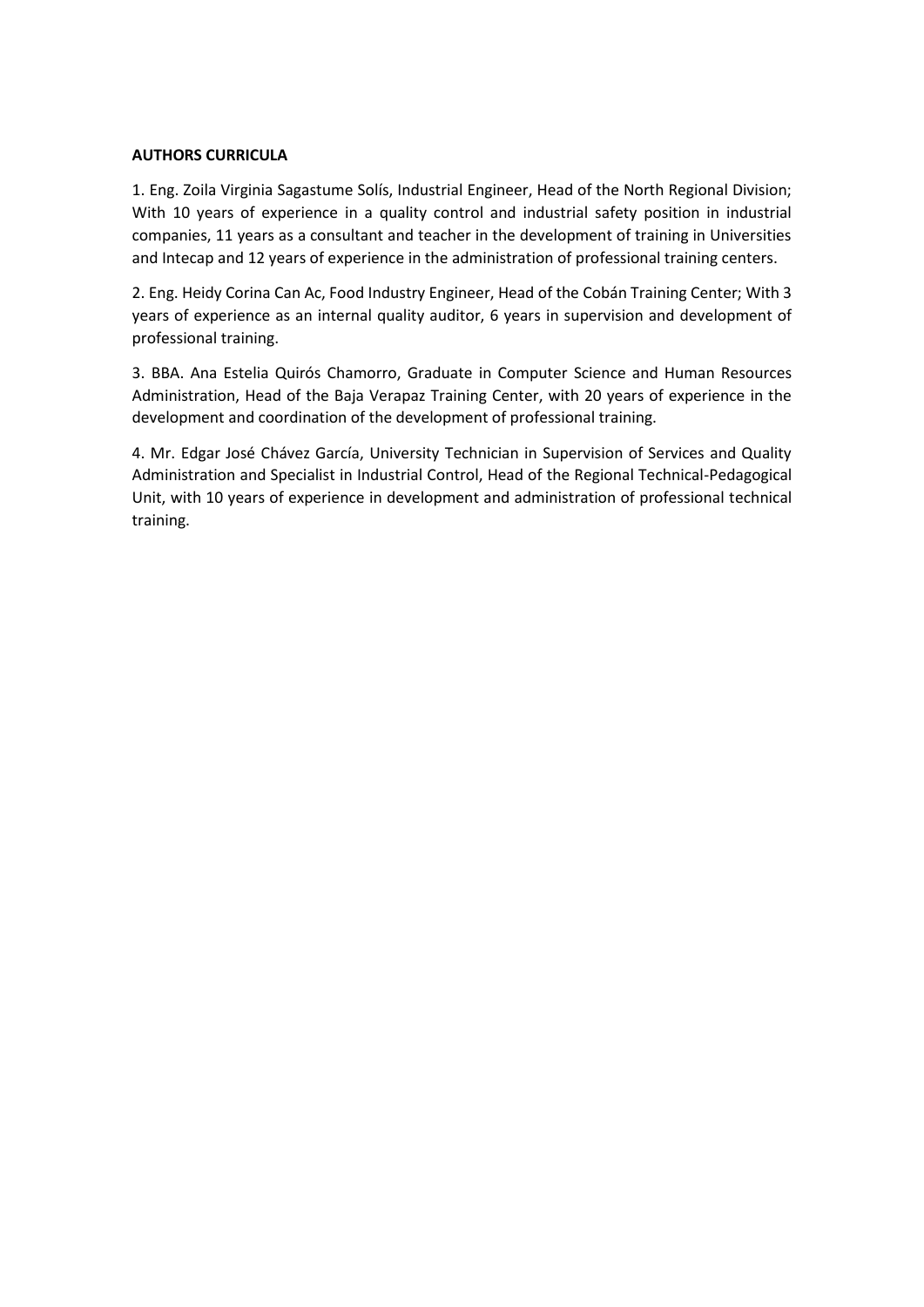**AUTHORS CURRICULA**

1. Eng. Zoila Virginia Sagastume Solís, Industrial Engineer, Head of the North Regional Division; With 10 years of experience in a quality control and industrial safety position in industrial companies, 11 years as a consultant and teacher in the development of training in Universities and Intecap and 12 years of experience in the administration of professional training centers.

2. Eng. Heidy Corina Can Ac, Food Industry Engineer, Head of the Cobán Training Center; With 3 years of experience as an internal quality auditor, 6 years in supervision and development of professional training.

3. BBA. Ana Estelia Quirós Chamorro, Graduate in Computer Science and Human Resources Administration, Head of the Baja Verapaz Training Center, with 20 years of experience in the development and coordination of the development of professional training.

4. Mr. Edgar José Chávez García, University Technician in Supervision of Services and Quality Administration and Specialist in Industrial Control, Head of the Regional Technical-Pedagogical Unit, with 10 years of experience in development and administration of professional technical training.